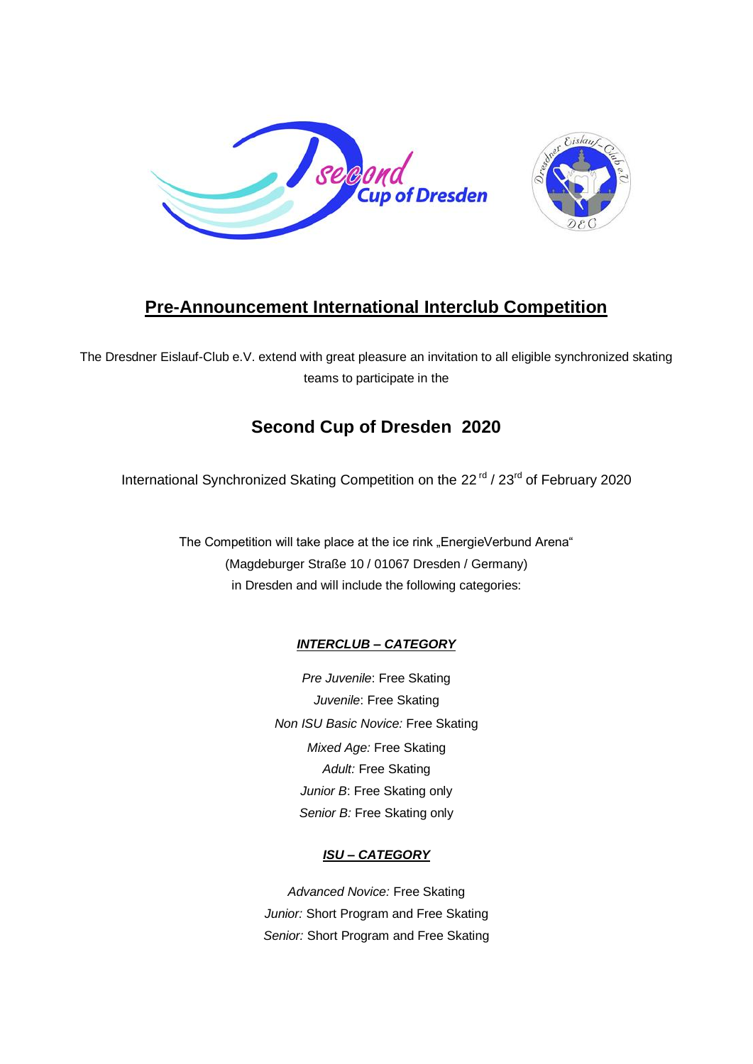## Pre-Announcement International Interclub Competition

The Dresdner Eislauf-Club e.V. extend with great pleasure an invitation to all eligible synchronized skating teams to participate in the

# Second Cup of Dresden 2020

International Synchronized Skating Competition on the 22[rd] / 23[rd] of February 2020

The Competition will take place at the ice rink „EnergieVerbund Arena“
(Magdeburger Straße 10 / 01067 Dresden / Germany)
in Dresden and will include the following categories:

### ***INTERCLUB – CATEGORY***

*Pre Juvenile*: Free Skating
*Juvenile*: Free Skating
*Non ISU Basic Novice:* Free Skating
*Mixed Age:* Free Skating
*Adult:* Free Skating
*Junior B*: Free Skating only
*Senior B:* Free Skating only

### ***ISU – CATEGORY***

*Advanced Novice:* Free Skating
*Junior:* Short Program and Free Skating
*Senior:* Short Program and Free Skating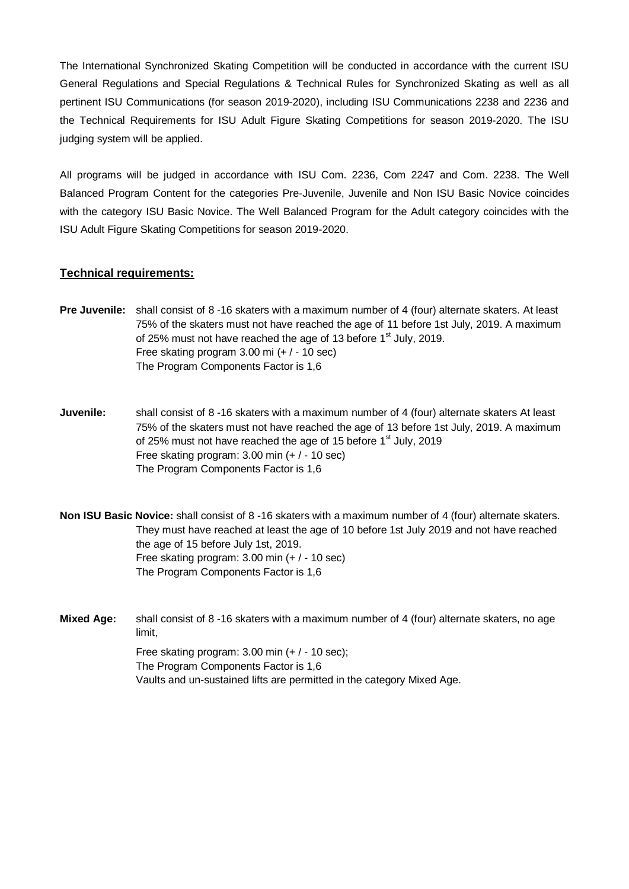The International Synchronized Skating Competition will be conducted in accordance with the current ISU General Regulations and Special Regulations & Technical Rules for Synchronized Skating as well as all pertinent ISU Communications (for season 2019-2020), including ISU Communications 2238 and 2236 and the Technical Requirements for ISU Adult Figure Skating Competitions for season 2019-2020. The ISU judging system will be applied.

All programs will be judged in accordance with ISU Com. 2236, Com 2247 and Com. 2238. The Well Balanced Program Content for the categories Pre-Juvenile, Juvenile and Non ISU Basic Novice coincides with the category ISU Basic Novice. The Well Balanced Program for the Adult category coincides with the ISU Adult Figure Skating Competitions for season 2019-2020.

## Technical requirements:

**Pre Juvenile:** shall consist of 8 -16 skaters with a maximum number of 4 (four) alternate skaters. At least 75% of the skaters must not have reached the age of 11 before 1st July, 2019. A maximum of 25% must not have reached the age of 13 before 1st July, 2019.
Free skating program 3.00 mi (+ / - 10 sec)
The Program Components Factor is 1,6

**Juvenile:** shall consist of 8 -16 skaters with a maximum number of 4 (four) alternate skaters At least 75% of the skaters must not have reached the age of 13 before 1st July, 2019. A maximum of 25% must not have reached the age of 15 before 1st July, 2019
Free skating program: 3.00 min (+ / - 10 sec)
The Program Components Factor is 1,6

**Non ISU Basic Novice:** shall consist of 8 -16 skaters with a maximum number of 4 (four) alternate skaters. They must have reached at least the age of 10 before 1st July 2019 and not have reached the age of 15 before July 1st, 2019.
Free skating program: 3.00 min (+ / - 10 sec)
The Program Components Factor is 1,6

**Mixed Age:** shall consist of 8 -16 skaters with a maximum number of 4 (four) alternate skaters, no age limit,
Free skating program: 3.00 min (+ / - 10 sec);
The Program Components Factor is 1,6
Vaults and un-sustained lifts are permitted in the category Mixed Age.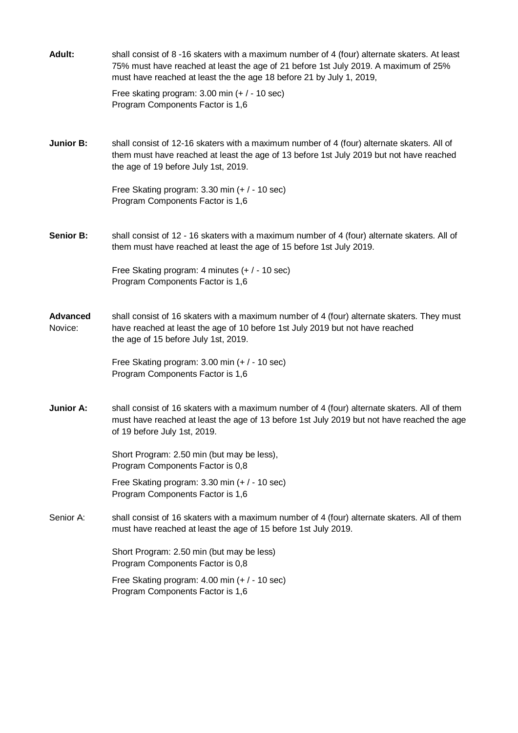**Adult:** shall consist of 8 -16 skaters with a maximum number of 4 (four) alternate skaters. At least 75% must have reached at least the age of 21 before 1st July 2019. A maximum of 25% must have reached at least the the age 18 before 21 by July 1, 2019,

Free skating program: 3.00 min (+ / - 10 sec)
Program Components Factor is 1,6

**Junior B:** shall consist of 12-16 skaters with a maximum number of 4 (four) alternate skaters. All of them must have reached at least the age of 13 before 1st July 2019 but not have reached the age of 19 before July 1st, 2019.

Free Skating program: 3.30 min (+ / - 10 sec)
Program Components Factor is 1,6

**Senior B:** shall consist of 12 - 16 skaters with a maximum number of 4 (four) alternate skaters. All of them must have reached at least the age of 15 before 1st July 2019.

Free Skating program: 4 minutes (+ / - 10 sec)
Program Components Factor is 1,6

**Advanced** Novice: shall consist of 16 skaters with a maximum number of 4 (four) alternate skaters. They must have reached at least the age of 10 before 1st July 2019 but not have reached the age of 15 before July 1st, 2019.

Free Skating program: 3.00 min (+ / - 10 sec)
Program Components Factor is 1,6

**Junior A:** shall consist of 16 skaters with a maximum number of 4 (four) alternate skaters. All of them must have reached at least the age of 13 before 1st July 2019 but not have reached the age of 19 before July 1st, 2019.

Short Program: 2.50 min (but may be less),
Program Components Factor is 0,8

Free Skating program: 3.30 min (+ / - 10 sec)
Program Components Factor is 1,6

Senior A: shall consist of 16 skaters with a maximum number of 4 (four) alternate skaters. All of them must have reached at least the age of 15 before 1st July 2019.

Short Program: 2.50 min (but may be less)
Program Components Factor is 0,8

Free Skating program: 4.00 min (+ / - 10 sec)
Program Components Factor is 1,6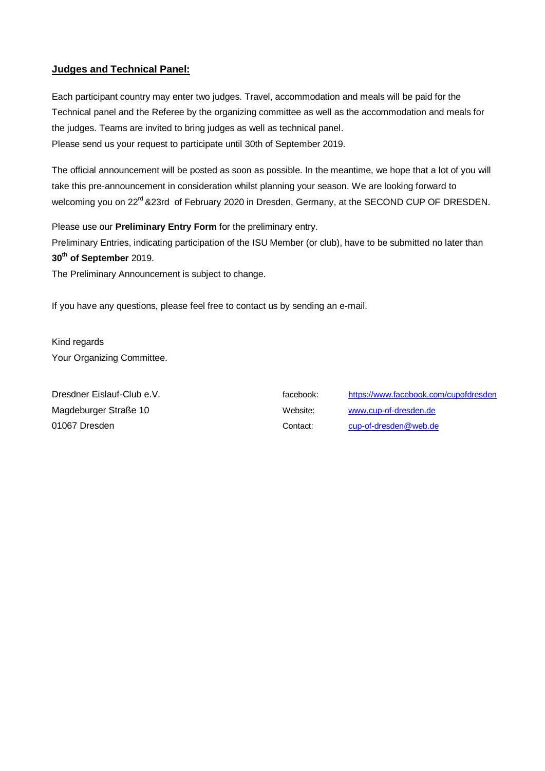## Judges and Technical Panel:

Each participant country may enter two judges. Travel, accommodation and meals will be paid for the Technical panel and the Referee by the organizing committee as well as the accommodation and meals for the judges. Teams are invited to bring judges as well as technical panel.
Please send us your request to participate until 30th of September 2019.

The official announcement will be posted as soon as possible. In the meantime, we hope that a lot of you will take this pre-announcement in consideration whilst planning your season. We are looking forward to welcoming you on 22rd &23rd of February 2020 in Dresden, Germany, at the SECOND CUP OF DRESDEN.

Please use our **Preliminary Entry Form** for the preliminary entry.
Preliminary Entries, indicating participation of the ISU Member (or club), have to be submitted no later than **30th of September** 2019.
The Preliminary Announcement is subject to change.

If you have any questions, please feel free to contact us by sending an e-mail.

Kind regards
Your Organizing Committee.

Dresdner Eislauf-Club e.V.
Magdeburger Straße 10
01067 Dresden

facebook: https://www.facebook.com/cupofdresden
Website: www.cup-of-dresden.de
Contact: cup-of-dresden@web.de